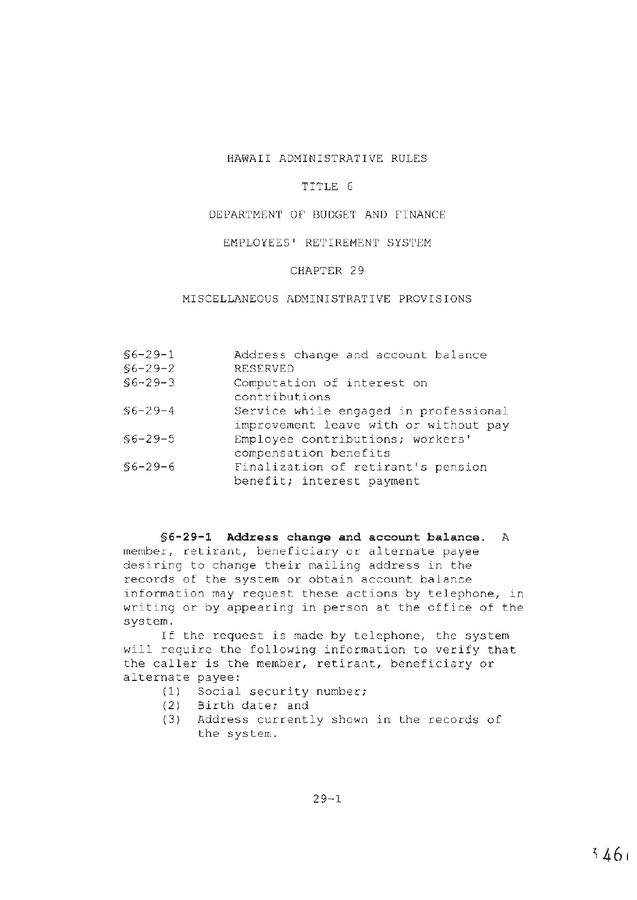# HAWAII ADMINISTRATIVE RULES

## TITLE 6

## DEPARTMENT OF BUDGET AND FINANCE

## EMPLOYEES' RETIREMENT SYSTEM

## CHAPTER 29

## MISCELLANEOUS ADMINISTRATIVE PROVISIONS

| | |
|---|---|
| §6-29-1 | Address change and account balance |
| §6-29-2 | RESERVED |
| §6-29-3 | Computation of interest on contributions |
| §6-29-4 | Service while engaged in professional improvement leave with or without pay |
| §6-29-5 | Employee contributions; workers' compensation benefits |
| §6-29-6 | Finalization of retirant's pension benefit; interest payment |

**§6-29-1 Address change and account balance.** A member, retirant, beneficiary or alternate payee desiring to change their mailing address in the records of the system or obtain account balance information may request these actions by telephone, in writing or by appearing in person at the office of the system.

If the request is made by telephone, the system will require the following information to verify that the caller is the member, retirant, beneficiary or alternate payee:

(1) Social security number;
(2) Birth date; and
(3) Address currently shown in the records of the system.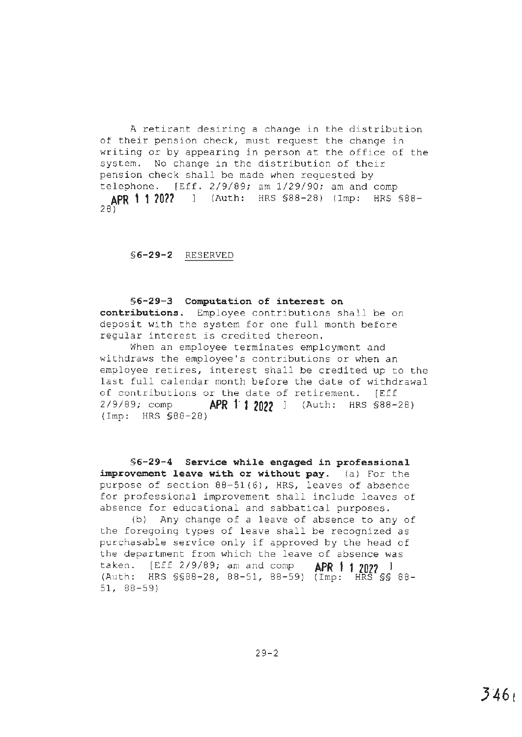A retirant desiring a change in the distribution of their pension check, must request the change in writing or by appearing in person at the office of the system. No change in the distribution of their pension check shall be made when requested by telephone. [Eff. 2/9/89; am 1/29/90; am and comp **APR 1 1 2022** ] (Auth: HRS §88-28) (Imp: HRS §88-28)

**§6-29-2** RESERVED

**§6-29-3 Computation of interest on contributions.** Employee contributions shall be on deposit with the system for one full month before regular interest is credited thereon.

When an employee terminates employment and withdraws the employee's contributions or when an employee retires, interest shall be credited up to the last full calendar month before the date of withdrawal of contributions or the date of retirement. [Eff 2/9/89; comp **APR 1 1 2022** ] (Auth: HRS §88-28) (Imp: HRS §88-28)

**§6-29-4 Service while engaged in professional improvement leave with or without pay.** (a) For the purpose of section 88-51(6), HRS, leaves of absence for professional improvement shall include leaves of absence for educational and sabbatical purposes.

(b) Any change of a leave of absence to any of the foregoing types of leave shall be recognized as purchasable service only if approved by the head of the department from which the leave of absence was taken. [Eff 2/9/89; am and comp **APR 1 1 2022** ] (Auth: HRS §§88-28, 88-51, 88-59) (Imp: HRS §§ 88-51, 88-59)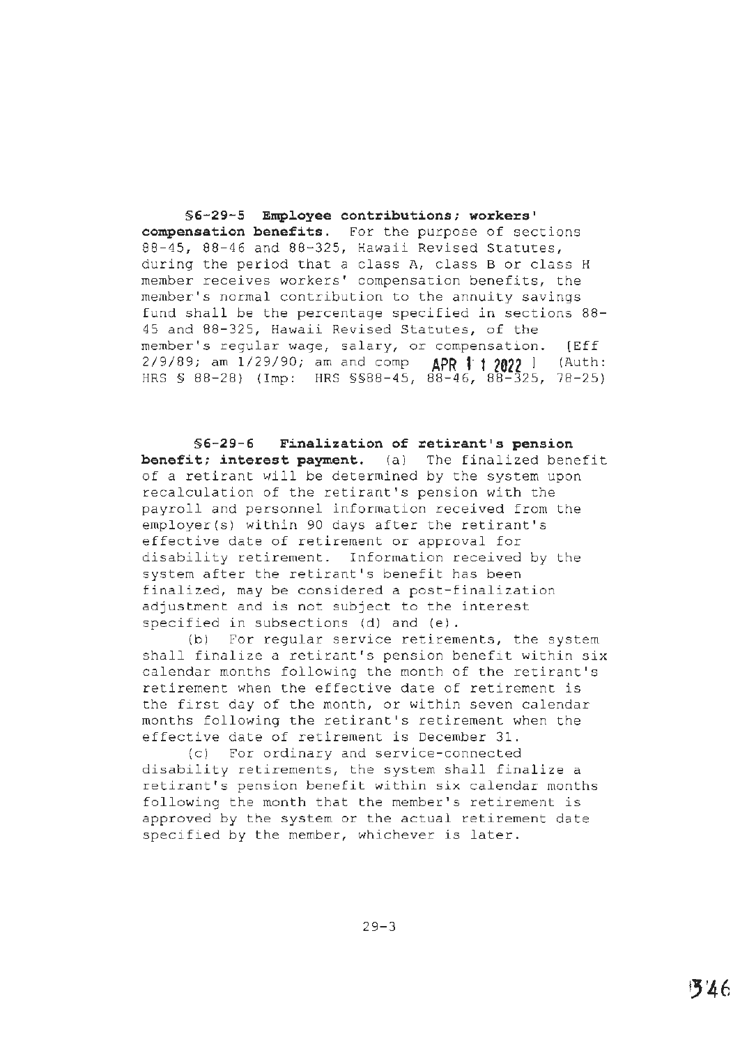**§6-29-5 Employee contributions; workers' compensation benefits.** For the purpose of sections 88-45, 88-46 and 88-325, Hawaii Revised Statutes, during the period that a class A, class B or class H member receives workers' compensation benefits, the member's normal contribution to the annuity savings fund shall be the percentage specified in sections 88-45 and 88-325, Hawaii Revised Statutes, of the member's regular wage, salary, or compensation. [Eff 2/9/89; am 1/29/90; am and comp APR 11 2022 ] (Auth: HRS § 88-28) (Imp: HRS §§88-45, 88-46, 88-325, 78-25)

**§6-29-6 Finalization of retirant's pension benefit; interest payment.** (a) The finalized benefit of a retirant will be determined by the system upon recalculation of the retirant's pension with the payroll and personnel information received from the employer(s) within 90 days after the retirant's effective date of retirement or approval for disability retirement. Information received by the system after the retirant's benefit has been finalized, may be considered a post-finalization adjustment and is not subject to the interest specified in subsections (d) and (e).

(b) For regular service retirements, the system shall finalize a retirant's pension benefit within six calendar months following the month of the retirant's retirement when the effective date of retirement is the first day of the month, or within seven calendar months following the retirant's retirement when the effective date of retirement is December 31.

(c) For ordinary and service-connected disability retirements, the system shall finalize a retirant's pension benefit within six calendar months following the month that the member's retirement is approved by the system or the actual retirement date specified by the member, whichever is later.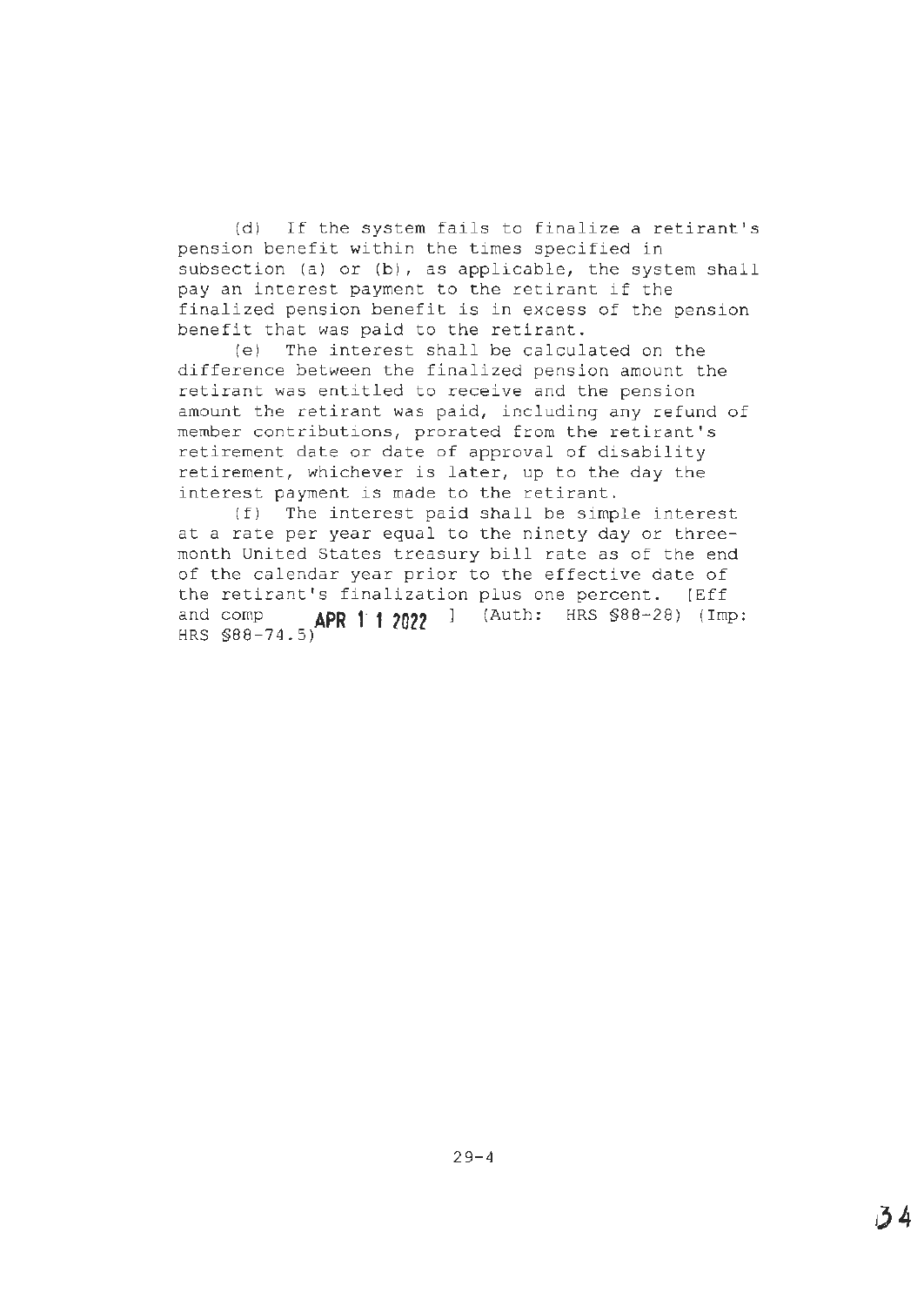(d) If the system fails to finalize a retirant's pension benefit within the times specified in subsection (a) or (b), as applicable, the system shall pay an interest payment to the retirant if the finalized pension benefit is in excess of the pension benefit that was paid to the retirant.

(e) The interest shall be calculated on the difference between the finalized pension amount the retirant was entitled to receive and the pension amount the retirant was paid, including any refund of member contributions, prorated from the retirant's retirement date or date of approval of disability retirement, whichever is later, up to the day the interest payment is made to the retirant.

(f) The interest paid shall be simple interest at a rate per year equal to the ninety day or three-month United States treasury bill rate as of the end of the calendar year prior to the effective date of the retirant's finalization plus one percent. [Eff and comp **APR 11 2022** ] (Auth: HRS §88-28) (Imp: HRS §88-74.5)